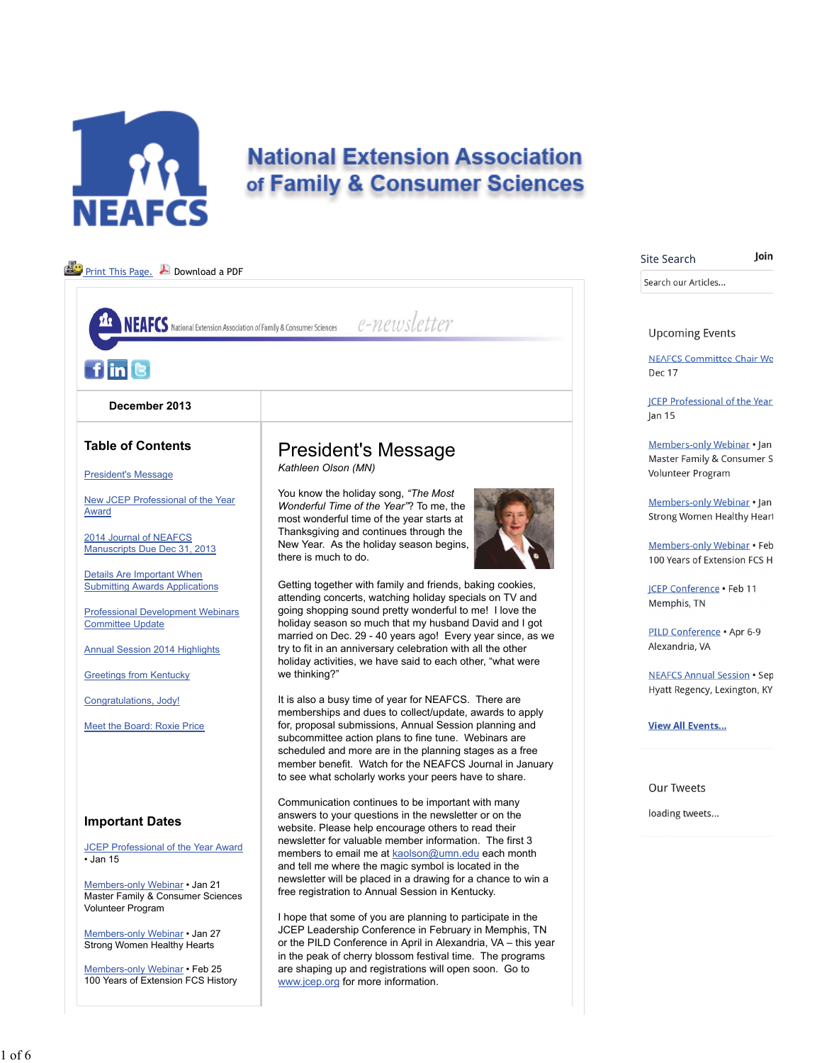# National Extension Association of Family & Consumer Sciences

Print This Page. Download a PDF

NEAFCS National Extension Association of Family & Consumer Sciences e-newsletter

**December 2013**

## Table of Contents

President's Message

New JCEP Professional of the Year Award

2014 Journal of NEAFCS Manuscripts Due Dec 31, 2013

Details Are Important When Submitting Awards Applications

Professional Development Webinars Committee Update

Annual Session 2014 Highlights

Greetings from Kentucky

Congratulations, Jody!

Meet the Board: Roxie Price

## Important Dates

JCEP Professional of the Year Award • Jan 15

Members-only Webinar • Jan 21
Master Family & Consumer Sciences Volunteer Program

Members-only Webinar • Jan 27
Strong Women Healthy Hearts

Members-only Webinar • Feb 25
100 Years of Extension FCS History

# President's Message

*Kathleen Olson (MN)*

You know the holiday song, *"The Most Wonderful Time of the Year"*? To me, the most wonderful time of the year starts at Thanksgiving and continues through the New Year. As the holiday season begins, there is much to do.

Getting together with family and friends, baking cookies, attending concerts, watching holiday specials on TV and going shopping sound pretty wonderful to me! I love the holiday season so much that my husband David and I got married on Dec. 29 - 40 years ago! Every year since, as we try to fit in an anniversary celebration with all the other holiday activities, we have said to each other, "what were we thinking?"

It is also a busy time of year for NEAFCS. There are memberships and dues to collect/update, awards to apply for, proposal submissions, Annual Session planning and subcommittee action plans to fine tune. Webinars are scheduled and more are in the planning stages as a free member benefit. Watch for the NEAFCS Journal in January to see what scholarly works your peers have to share.

Communication continues to be important with many answers to your questions in the newsletter or on the website. Please help encourage others to read their newsletter for valuable member information. The first 3 members to email me at kaolson@umn.edu each month and tell me where the magic symbol is located in the newsletter will be placed in a drawing for a chance to win a free registration to Annual Session in Kentucky.

I hope that some of you are planning to participate in the JCEP Leadership Conference in February in Memphis, TN or the PILD Conference in April in Alexandria, VA – this year in the peak of cherry blossom festival time. The programs are shaping up and registrations will open soon. Go to www.jcep.org for more information.

Site Search | Join

Search our Articles...

## Upcoming Events

NEAFCS Committee Chair Wc
Dec 17

JCEP Professional of the Year
Jan 15

Members-only Webinar • Jan
Master Family & Consumer S
Volunteer Program

Members-only Webinar • Jan
Strong Women Healthy Heart

Members-only Webinar • Feb
100 Years of Extension FCS H

JCEP Conference • Feb 11
Memphis, TN

PILD Conference • Apr 6-9
Alexandria, VA

NEAFCS Annual Session • Sep
Hyatt Regency, Lexington, KY

**View All Events...**

## Our Tweets

loading tweets...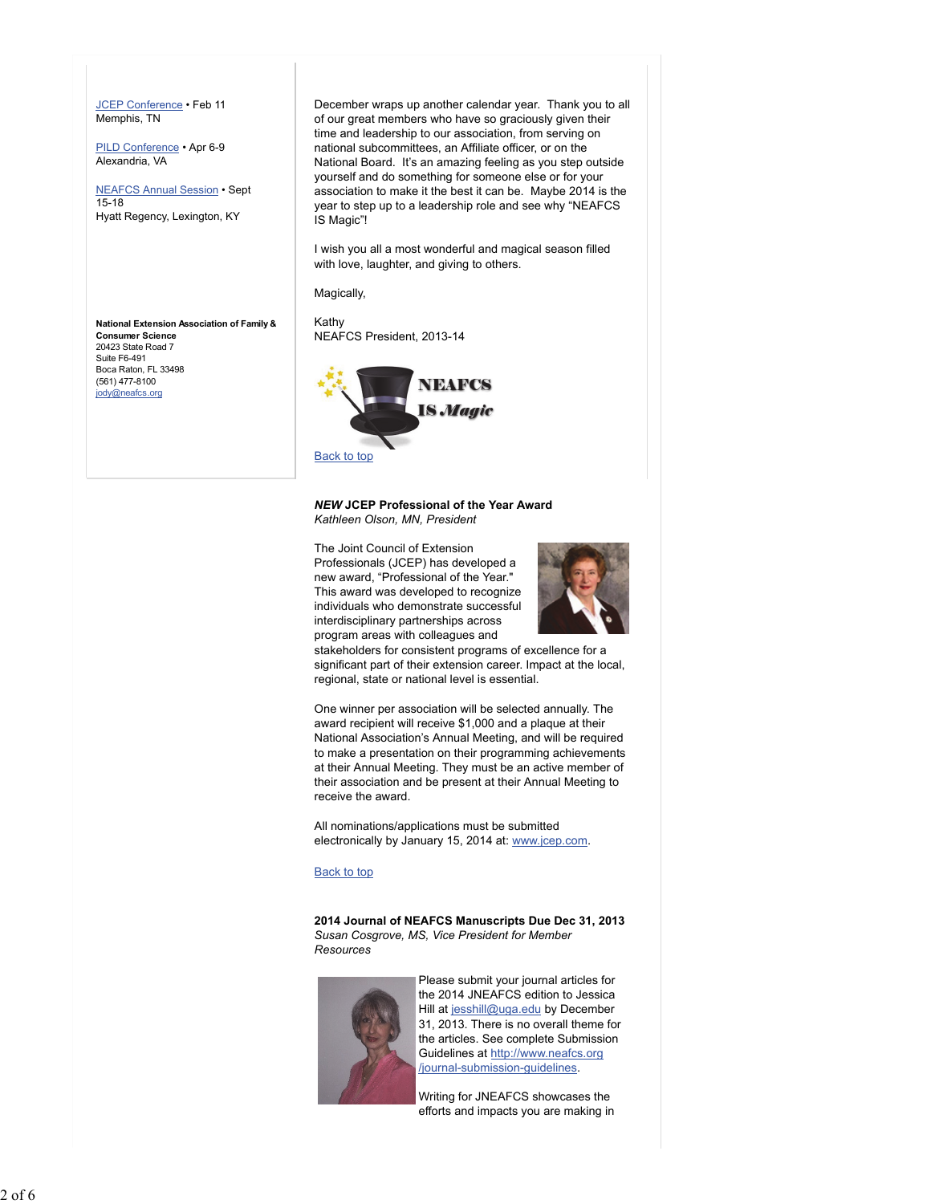[JCEP Conference](#) • Feb 11
Memphis, TN

[PILD Conference](#) • Apr 6-9
Alexandria, VA

[NEAFCS Annual Session](#) • Sept 15-18
Hyatt Regency, Lexington, KY

**National Extension Association of Family & Consumer Science**
20423 State Road 7
Suite F6-491
Boca Raton, FL 33498
(561) 477-8100
[jody@neafcs.org](mailto:jody@neafcs.org)

December wraps up another calendar year. Thank you to all of our great members who have so graciously given their time and leadership to our association, from serving on national subcommittees, an Affiliate officer, or on the National Board. It's an amazing feeling as you step outside yourself and do something for someone else or for your association to make it the best it can be. Maybe 2014 is the year to step up to a leadership role and see why "NEAFCS IS Magic"!

I wish you all a most wonderful and magical season filled with love, laughter, and giving to others.

Magically,

Kathy
NEAFCS President, 2013-14

NEAFCS IS *Magic*

[Back to top](#)

**_NEW_ JCEP Professional of the Year Award**
*Kathleen Olson, MN, President*

The Joint Council of Extension Professionals (JCEP) has developed a new award, "Professional of the Year." This award was developed to recognize individuals who demonstrate successful interdisciplinary partnerships across program areas with colleagues and stakeholders for consistent programs of excellence for a significant part of their extension career. Impact at the local, regional, state or national level is essential.

One winner per association will be selected annually. The award recipient will receive $1,000 and a plaque at their National Association's Annual Meeting, and will be required to make a presentation on their programming achievements at their Annual Meeting. They must be an active member of their association and be present at their Annual Meeting to receive the award.

All nominations/applications must be submitted electronically by January 15, 2014 at: [www.jcep.com](http://www.jcep.com).

[Back to top](#)

**2014 Journal of NEAFCS Manuscripts Due Dec 31, 2013**
*Susan Cosgrove, MS, Vice President for Member Resources*

Please submit your journal articles for the 2014 JNEAFCS edition to Jessica Hill at [jesshill@uga.edu](mailto:jesshill@uga.edu) by December 31, 2013. There is no overall theme for the articles. See complete Submission Guidelines at [http://www.neafcs.org/journal-submission-guidelines](http://www.neafcs.org/journal-submission-guidelines).

Writing for JNEAFCS showcases the efforts and impacts you are making in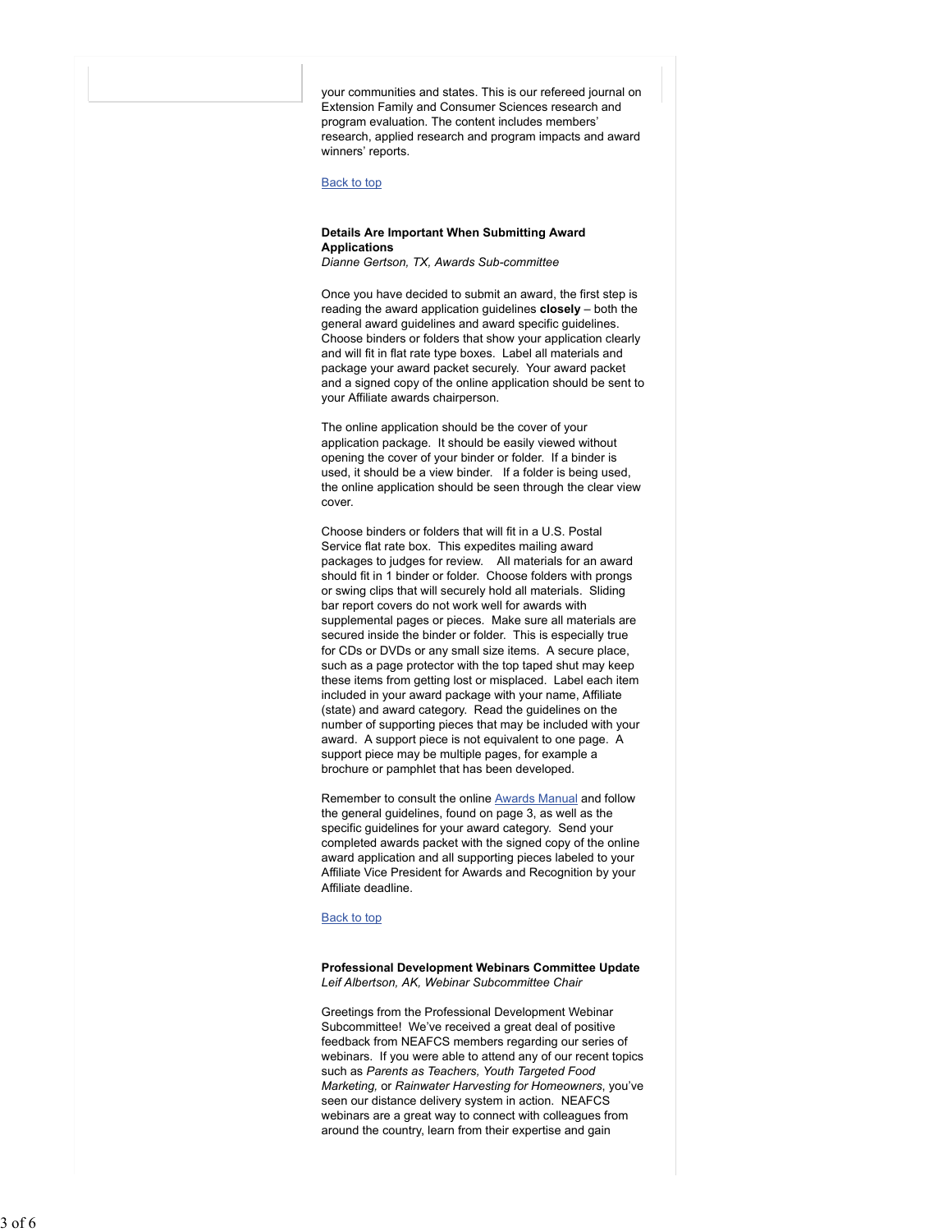your communities and states. This is our refereed journal on Extension Family and Consumer Sciences research and program evaluation. The content includes members' research, applied research and program impacts and award winners' reports.

[Back to top]

**Details Are Important When Submitting Award Applications**
*Dianne Gertson, TX, Awards Sub-committee*

Once you have decided to submit an award, the first step is reading the award application guidelines **closely** – both the general award guidelines and award specific guidelines. Choose binders or folders that show your application clearly and will fit in flat rate type boxes. Label all materials and package your award packet securely. Your award packet and a signed copy of the online application should be sent to your Affiliate awards chairperson.

The online application should be the cover of your application package. It should be easily viewed without opening the cover of your binder or folder. If a binder is used, it should be a view binder. If a folder is being used, the online application should be seen through the clear view cover.

Choose binders or folders that will fit in a U.S. Postal Service flat rate box. This expedites mailing award packages to judges for review. All materials for an award should fit in 1 binder or folder. Choose folders with prongs or swing clips that will securely hold all materials. Sliding bar report covers do not work well for awards with supplemental pages or pieces. Make sure all materials are secured inside the binder or folder. This is especially true for CDs or DVDs or any small size items. A secure place, such as a page protector with the top taped shut may keep these items from getting lost or misplaced. Label each item included in your award package with your name, Affiliate (state) and award category. Read the guidelines on the number of supporting pieces that may be included with your award. A support piece is not equivalent to one page. A support piece may be multiple pages, for example a brochure or pamphlet that has been developed.

Remember to consult the online [Awards Manual] and follow the general guidelines, found on page 3, as well as the specific guidelines for your award category. Send your completed awards packet with the signed copy of the online award application and all supporting pieces labeled to your Affiliate Vice President for Awards and Recognition by your Affiliate deadline.

[Back to top]

**Professional Development Webinars Committee Update**
*Leif Albertson, AK, Webinar Subcommittee Chair*

Greetings from the Professional Development Webinar Subcommittee! We've received a great deal of positive feedback from NEAFCS members regarding our series of webinars. If you were able to attend any of our recent topics such as *Parents as Teachers, Youth Targeted Food Marketing,* or *Rainwater Harvesting for Homeowners*, you've seen our distance delivery system in action. NEAFCS webinars are a great way to connect with colleagues from around the country, learn from their expertise and gain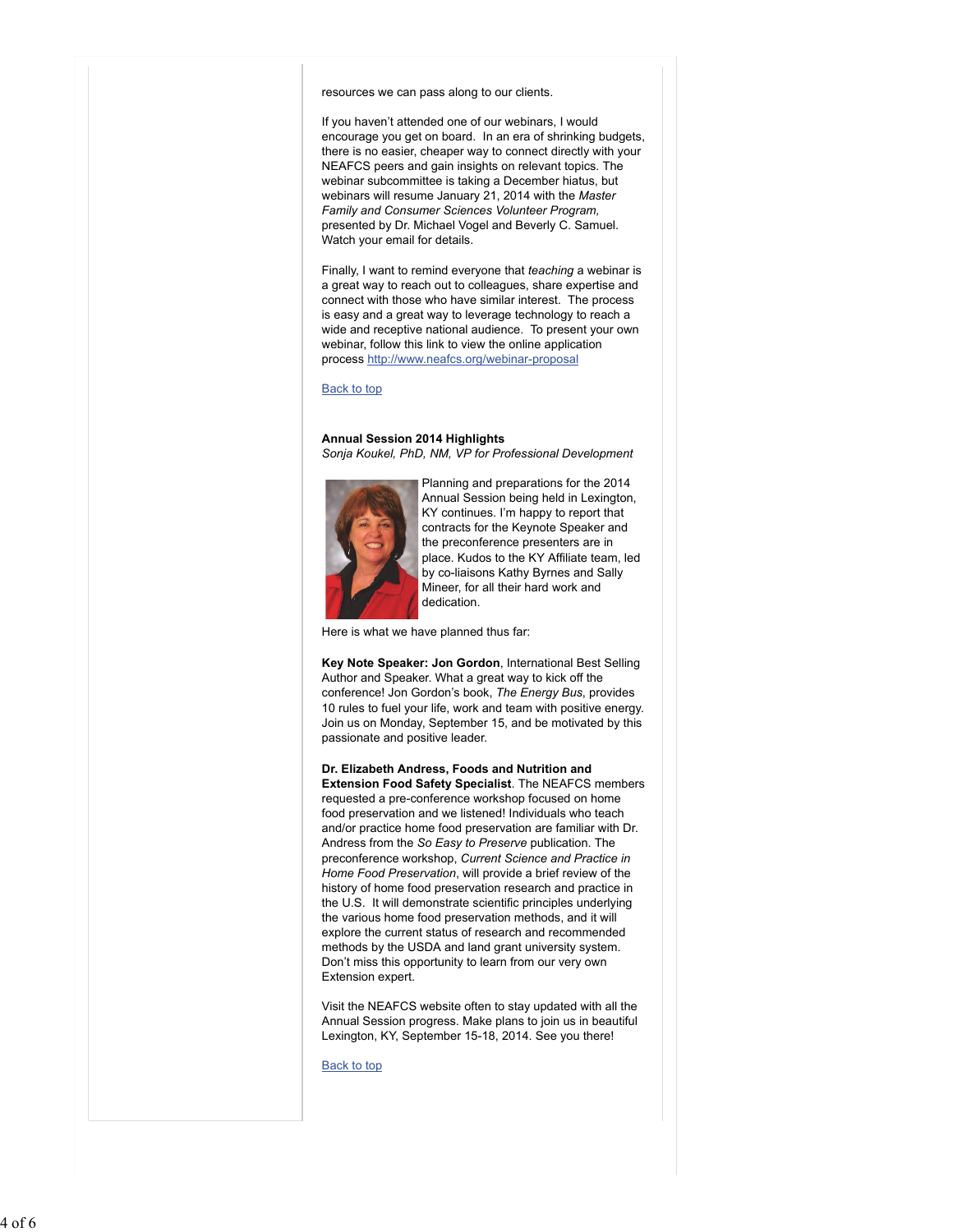resources we can pass along to our clients.

If you haven't attended one of our webinars, I would encourage you get on board. In an era of shrinking budgets, there is no easier, cheaper way to connect directly with your NEAFCS peers and gain insights on relevant topics. The webinar subcommittee is taking a December hiatus, but webinars will resume January 21, 2014 with the *Master Family and Consumer Sciences Volunteer Program,* presented by Dr. Michael Vogel and Beverly C. Samuel. Watch your email for details.

Finally, I want to remind everyone that *teaching* a webinar is a great way to reach out to colleagues, share expertise and connect with those who have similar interest. The process is easy and a great way to leverage technology to reach a wide and receptive national audience. To present your own webinar, follow this link to view the online application process http://www.neafcs.org/webinar-proposal

Back to top

**Annual Session 2014 Highlights**
*Sonja Koukel, PhD, NM, VP for Professional Development*

Planning and preparations for the 2014 Annual Session being held in Lexington, KY continues. I'm happy to report that contracts for the Keynote Speaker and the preconference presenters are in place. Kudos to the KY Affiliate team, led by co-liaisons Kathy Byrnes and Sally Mineer, for all their hard work and dedication.

Here is what we have planned thus far:

**Key Note Speaker: Jon Gordon**, International Best Selling Author and Speaker. What a great way to kick off the conference! Jon Gordon's book, *The Energy Bus*, provides 10 rules to fuel your life, work and team with positive energy. Join us on Monday, September 15, and be motivated by this passionate and positive leader.

**Dr. Elizabeth Andress, Foods and Nutrition and Extension Food Safety Specialist**. The NEAFCS members requested a pre-conference workshop focused on home food preservation and we listened! Individuals who teach and/or practice home food preservation are familiar with Dr. Andress from the *So Easy to Preserve* publication. The preconference workshop, *Current Science and Practice in Home Food Preservation*, will provide a brief review of the history of home food preservation research and practice in the U.S. It will demonstrate scientific principles underlying the various home food preservation methods, and it will explore the current status of research and recommended methods by the USDA and land grant university system. Don't miss this opportunity to learn from our very own Extension expert.

Visit the NEAFCS website often to stay updated with all the Annual Session progress. Make plans to join us in beautiful Lexington, KY, September 15-18, 2014. See you there!

Back to top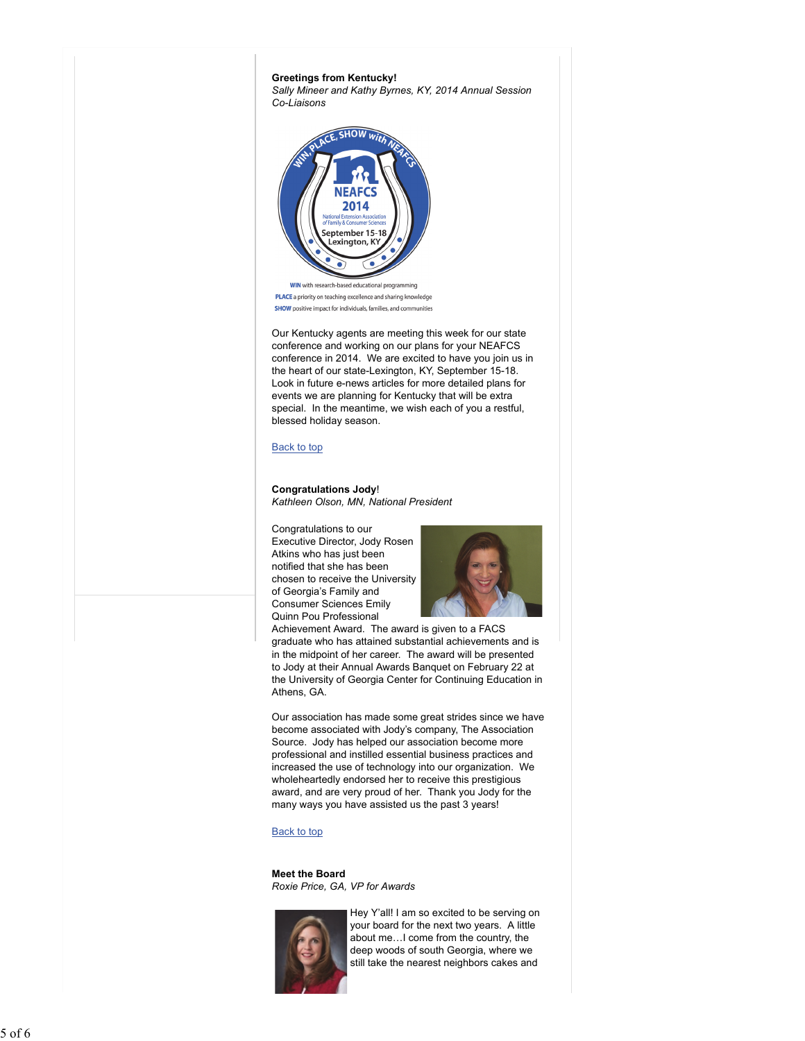**Greetings from Kentucky!**
*Sally Mineer and Kathy Byrnes, KY, 2014 Annual Session Co-Liaisons*

WIN, PLACE, SHOW with NEAFCS

NEAFCS 2014

National Extension Association of Family & Consumer Sciences

September 15-18 Lexington, KY

**WIN** with research-based educational programming
**PLACE** a priority on teaching excellence and sharing knowledge
**SHOW** positive impact for individuals, families, and communities

Our Kentucky agents are meeting this week for our state conference and working on our plans for your NEAFCS conference in 2014. We are excited to have you join us in the heart of our state-Lexington, KY, September 15-18. Look in future e-news articles for more detailed plans for events we are planning for Kentucky that will be extra special. In the meantime, we wish each of you a restful, blessed holiday season.

Back to top

**Congratulations Jody!**
*Kathleen Olson, MN, National President*

Congratulations to our Executive Director, Jody Rosen Atkins who has just been notified that she has been chosen to receive the University of Georgia's Family and Consumer Sciences Emily Quinn Pou Professional Achievement Award. The award is given to a FACS graduate who has attained substantial achievements and is in the midpoint of her career. The award will be presented to Jody at their Annual Awards Banquet on February 22 at the University of Georgia Center for Continuing Education in Athens, GA.

Our association has made some great strides since we have become associated with Jody's company, The Association Source. Jody has helped our association become more professional and instilled essential business practices and increased the use of technology into our organization. We wholeheartedly endorsed her to receive this prestigious award, and are very proud of her. Thank you Jody for the many ways you have assisted us the past 3 years!

Back to top

**Meet the Board**
*Roxie Price, GA, VP for Awards*

Hey Y'all! I am so excited to be serving on your board for the next two years. A little about me…I come from the country, the deep woods of south Georgia, where we still take the nearest neighbors cakes and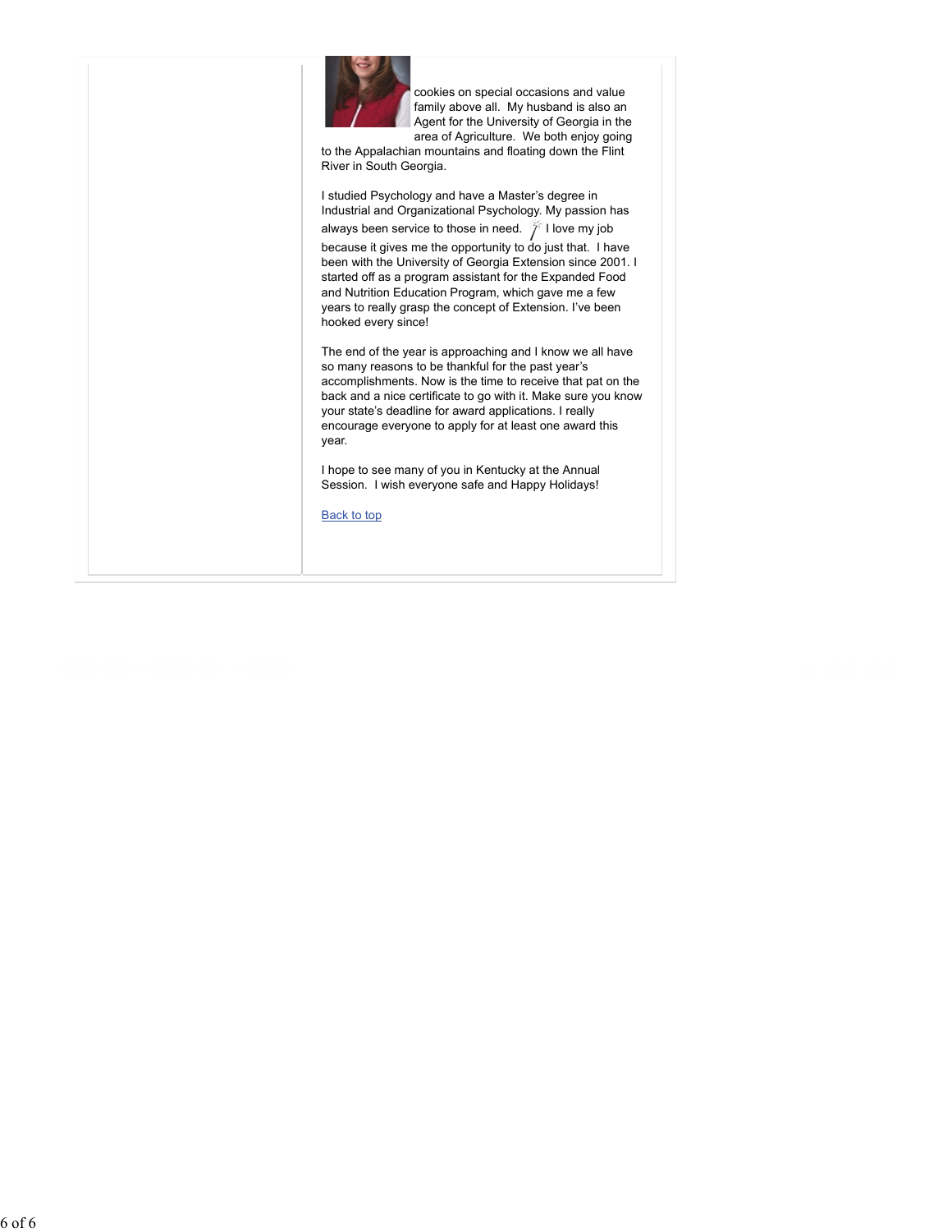cookies on special occasions and value family above all. My husband is also an Agent for the University of Georgia in the area of Agriculture. We both enjoy going to the Appalachian mountains and floating down the Flint River in South Georgia.

I studied Psychology and have a Master's degree in Industrial and Organizational Psychology. My passion has always been service to those in need. I love my job because it gives me the opportunity to do just that. I have been with the University of Georgia Extension since 2001. I started off as a program assistant for the Expanded Food and Nutrition Education Program, which gave me a few years to really grasp the concept of Extension. I've been hooked every since!

The end of the year is approaching and I know we all have so many reasons to be thankful for the past year's accomplishments. Now is the time to receive that pat on the back and a nice certificate to go with it. Make sure you know your state's deadline for award applications. I really encourage everyone to apply for at least one award this year.

I hope to see many of you in Kentucky at the Annual Session. I wish everyone safe and Happy Holidays!

Back to top